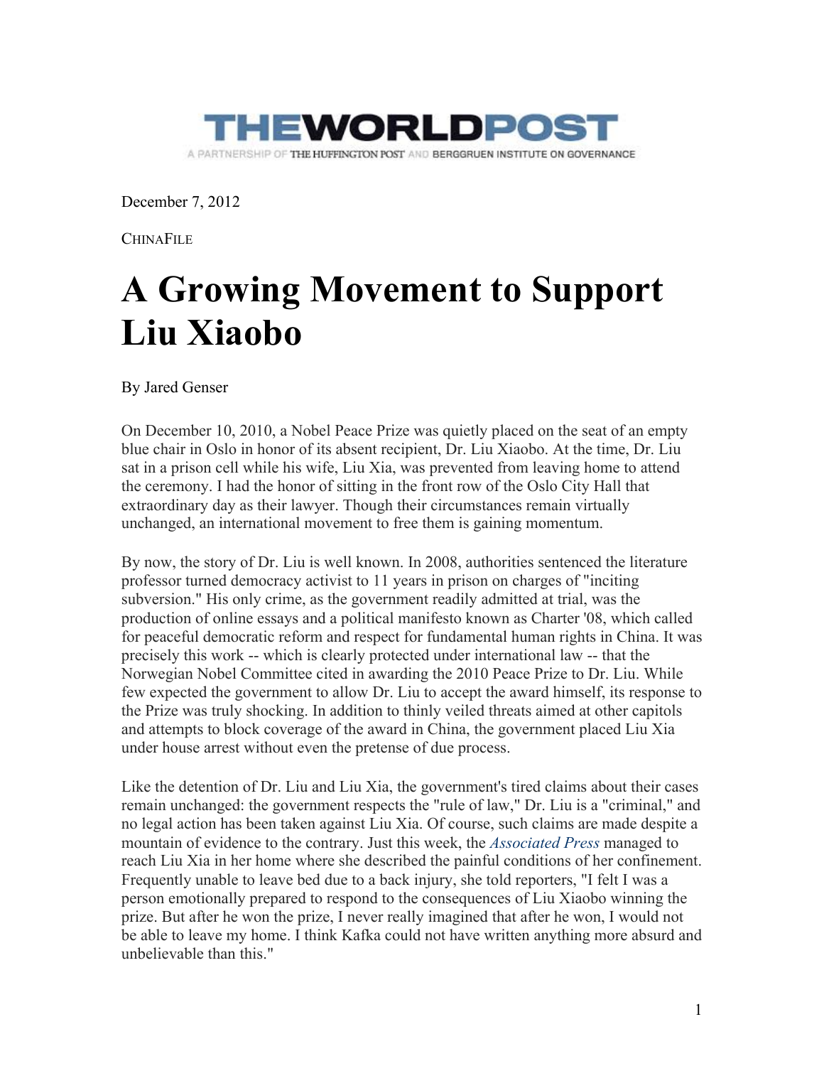THEWORLDPOST

A PARTNERSHIP OF THE HUFFINGTON POST AND BERGGRUEN INSTITUTE ON GOVERNANCE

December 7, 2012

CHINAFILE

# A Growing Movement to Support Liu Xiaobo

By Jared Genser

On December 10, 2010, a Nobel Peace Prize was quietly placed on the seat of an empty blue chair in Oslo in honor of its absent recipient, Dr. Liu Xiaobo. At the time, Dr. Liu sat in a prison cell while his wife, Liu Xia, was prevented from leaving home to attend the ceremony. I had the honor of sitting in the front row of the Oslo City Hall that extraordinary day as their lawyer. Though their circumstances remain virtually unchanged, an international movement to free them is gaining momentum.

By now, the story of Dr. Liu is well known. In 2008, authorities sentenced the literature professor turned democracy activist to 11 years in prison on charges of "inciting subversion." His only crime, as the government readily admitted at trial, was the production of online essays and a political manifesto known as Charter '08, which called for peaceful democratic reform and respect for fundamental human rights in China. It was precisely this work -- which is clearly protected under international law -- that the Norwegian Nobel Committee cited in awarding the 2010 Peace Prize to Dr. Liu. While few expected the government to allow Dr. Liu to accept the award himself, its response to the Prize was truly shocking. In addition to thinly veiled threats aimed at other capitols and attempts to block coverage of the award in China, the government placed Liu Xia under house arrest without even the pretense of due process.

Like the detention of Dr. Liu and Liu Xia, the government's tired claims about their cases remain unchanged: the government respects the "rule of law," Dr. Liu is a "criminal," and no legal action has been taken against Liu Xia. Of course, such claims are made despite a mountain of evidence to the contrary. Just this week, the *Associated Press* managed to reach Liu Xia in her home where she described the painful conditions of her confinement. Frequently unable to leave bed due to a back injury, she told reporters, "I felt I was a person emotionally prepared to respond to the consequences of Liu Xiaobo winning the prize. But after he won the prize, I never really imagined that after he won, I would not be able to leave my home. I think Kafka could not have written anything more absurd and unbelievable than this."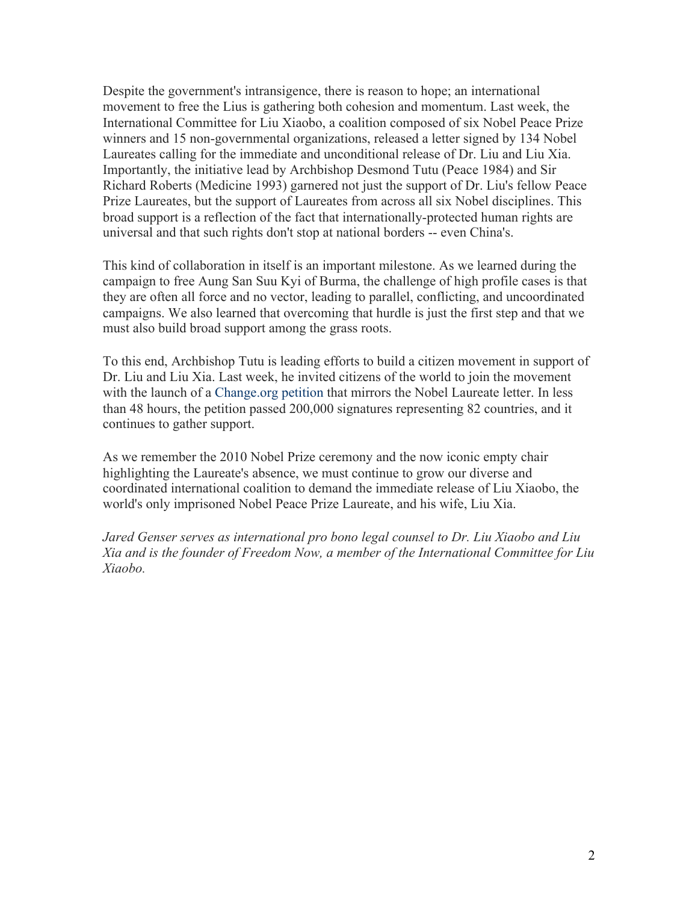Despite the government's intransigence, there is reason to hope; an international movement to free the Lius is gathering both cohesion and momentum. Last week, the International Committee for Liu Xiaobo, a coalition composed of six Nobel Peace Prize winners and 15 non-governmental organizations, released a letter signed by 134 Nobel Laureates calling for the immediate and unconditional release of Dr. Liu and Liu Xia. Importantly, the initiative lead by Archbishop Desmond Tutu (Peace 1984) and Sir Richard Roberts (Medicine 1993) garnered not just the support of Dr. Liu's fellow Peace Prize Laureates, but the support of Laureates from across all six Nobel disciplines. This broad support is a reflection of the fact that internationally-protected human rights are universal and that such rights don't stop at national borders -- even China's.

This kind of collaboration in itself is an important milestone. As we learned during the campaign to free Aung San Suu Kyi of Burma, the challenge of high profile cases is that they are often all force and no vector, leading to parallel, conflicting, and uncoordinated campaigns. We also learned that overcoming that hurdle is just the first step and that we must also build broad support among the grass roots.

To this end, Archbishop Tutu is leading efforts to build a citizen movement in support of Dr. Liu and Liu Xia. Last week, he invited citizens of the world to join the movement with the launch of a Change.org petition that mirrors the Nobel Laureate letter. In less than 48 hours, the petition passed 200,000 signatures representing 82 countries, and it continues to gather support.

As we remember the 2010 Nobel Prize ceremony and the now iconic empty chair highlighting the Laureate's absence, we must continue to grow our diverse and coordinated international coalition to demand the immediate release of Liu Xiaobo, the world's only imprisoned Nobel Peace Prize Laureate, and his wife, Liu Xia.

*Jared Genser serves as international pro bono legal counsel to Dr. Liu Xiaobo and Liu Xia and is the founder of Freedom Now, a member of the International Committee for Liu Xiaobo.*